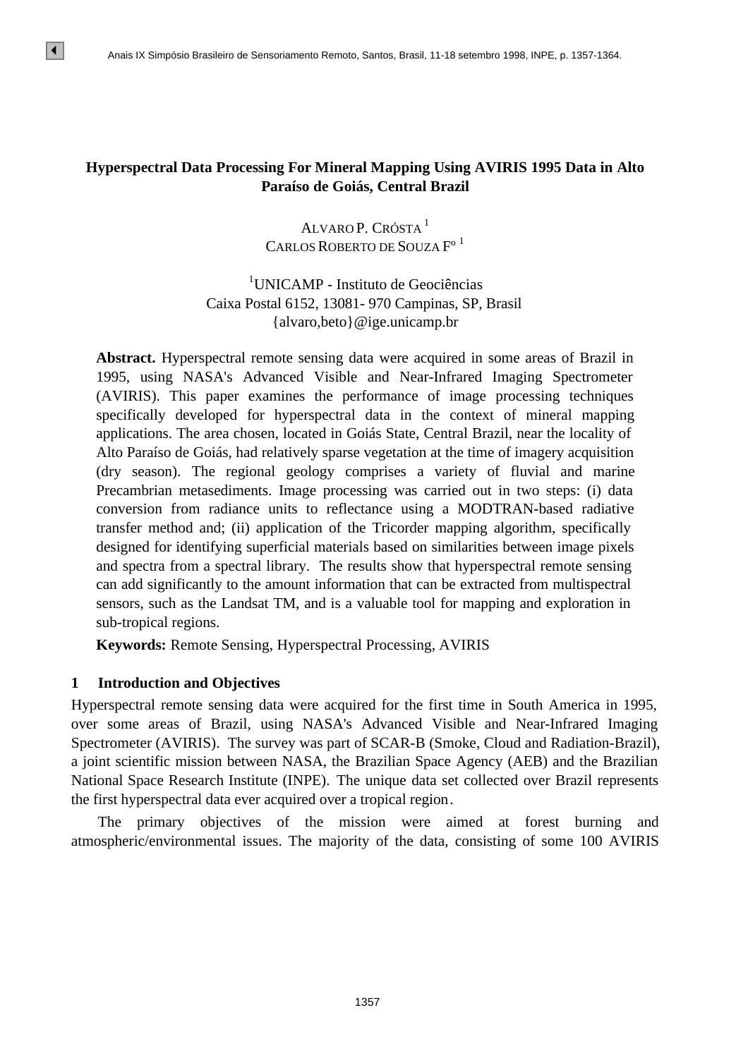# Hyperspectral Data Processing For Mineral Mapping Using AVIRIS 1995 Data in Alto Paraíso de Goiás, Central Brazil

ALVARO P. CRÓSTA [1]
CARLOS ROBERTO DE SOUZA Fº [1]

[1]UNICAMP - Instituto de Geociências
Caixa Postal 6152, 13081- 970 Campinas, SP, Brasil
{alvaro,beto}@ige.unicamp.br

**Abstract.** Hyperspectral remote sensing data were acquired in some areas of Brazil in 1995, using NASA's Advanced Visible and Near-Infrared Imaging Spectrometer (AVIRIS). This paper examines the performance of image processing techniques specifically developed for hyperspectral data in the context of mineral mapping applications. The area chosen, located in Goiás State, Central Brazil, near the locality of Alto Paraíso de Goiás, had relatively sparse vegetation at the time of imagery acquisition (dry season). The regional geology comprises a variety of fluvial and marine Precambrian metasediments. Image processing was carried out in two steps: (i) data conversion from radiance units to reflectance using a MODTRAN-based radiative transfer method and; (ii) application of the Tricorder mapping algorithm, specifically designed for identifying superficial materials based on similarities between image pixels and spectra from a spectral library. The results show that hyperspectral remote sensing can add significantly to the amount information that can be extracted from multispectral sensors, such as the Landsat TM, and is a valuable tool for mapping and exploration in sub-tropical regions.

**Keywords:** Remote Sensing, Hyperspectral Processing, AVIRIS

## 1 Introduction and Objectives

Hyperspectral remote sensing data were acquired for the first time in South America in 1995, over some areas of Brazil, using NASA's Advanced Visible and Near-Infrared Imaging Spectrometer (AVIRIS). The survey was part of SCAR-B (Smoke, Cloud and Radiation-Brazil), a joint scientific mission between NASA, the Brazilian Space Agency (AEB) and the Brazilian National Space Research Institute (INPE). The unique data set collected over Brazil represents the first hyperspectral data ever acquired over a tropical region.

The primary objectives of the mission were aimed at forest burning and atmospheric/environmental issues. The majority of the data, consisting of some 100 AVIRIS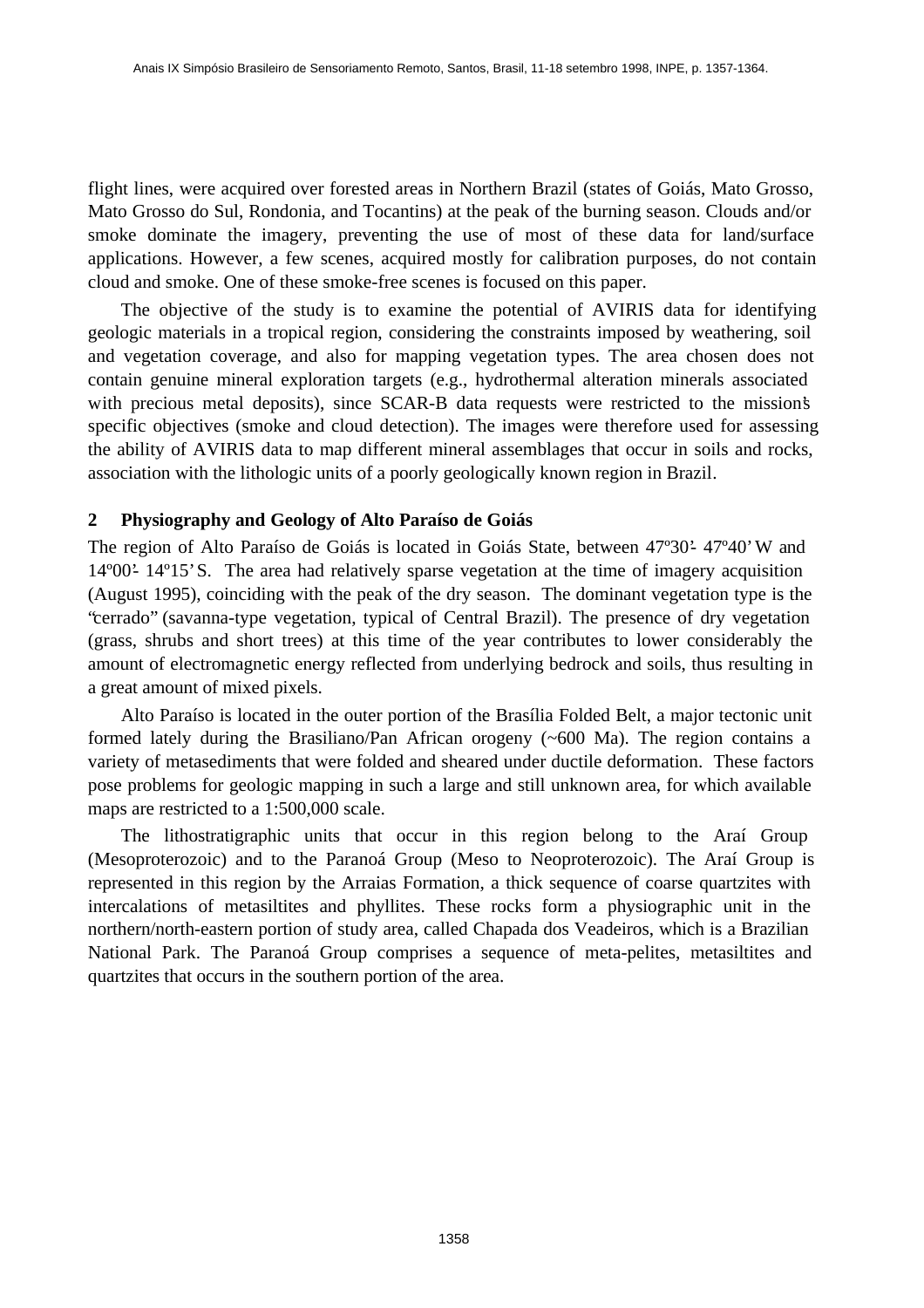flight lines, were acquired over forested areas in Northern Brazil (states of Goiás, Mato Grosso, Mato Grosso do Sul, Rondonia, and Tocantins) at the peak of the burning season. Clouds and/or smoke dominate the imagery, preventing the use of most of these data for land/surface applications. However, a few scenes, acquired mostly for calibration purposes, do not contain cloud and smoke. One of these smoke-free scenes is focused on this paper.

The objective of the study is to examine the potential of AVIRIS data for identifying geologic materials in a tropical region, considering the constraints imposed by weathering, soil and vegetation coverage, and also for mapping vegetation types. The area chosen does not contain genuine mineral exploration targets (e.g., hydrothermal alteration minerals associated with precious metal deposits), since SCAR-B data requests were restricted to the mission's specific objectives (smoke and cloud detection). The images were therefore used for assessing the ability of AVIRIS data to map different mineral assemblages that occur in soils and rocks, association with the lithologic units of a poorly geologically known region in Brazil.

## 2 Physiography and Geology of Alto Paraíso de Goiás

The region of Alto Paraíso de Goiás is located in Goiás State, between 47º30'- 47º40' W and 14º00'- 14º15' S. The area had relatively sparse vegetation at the time of imagery acquisition (August 1995), coinciding with the peak of the dry season. The dominant vegetation type is the "cerrado" (savanna-type vegetation, typical of Central Brazil). The presence of dry vegetation (grass, shrubs and short trees) at this time of the year contributes to lower considerably the amount of electromagnetic energy reflected from underlying bedrock and soils, thus resulting in a great amount of mixed pixels.

Alto Paraíso is located in the outer portion of the Brasília Folded Belt, a major tectonic unit formed lately during the Brasiliano/Pan African orogeny (~600 Ma). The region contains a variety of metasediments that were folded and sheared under ductile deformation. These factors pose problems for geologic mapping in such a large and still unknown area, for which available maps are restricted to a 1:500,000 scale.

The lithostratigraphic units that occur in this region belong to the Araí Group (Mesoproterozoic) and to the Paranoá Group (Meso to Neoproterozoic). The Araí Group is represented in this region by the Arraias Formation, a thick sequence of coarse quartzites with intercalations of metasiltites and phyllites. These rocks form a physiographic unit in the northern/north-eastern portion of study area, called Chapada dos Veadeiros, which is a Brazilian National Park. The Paranoá Group comprises a sequence of meta-pelites, metasiltites and quartzites that occurs in the southern portion of the area.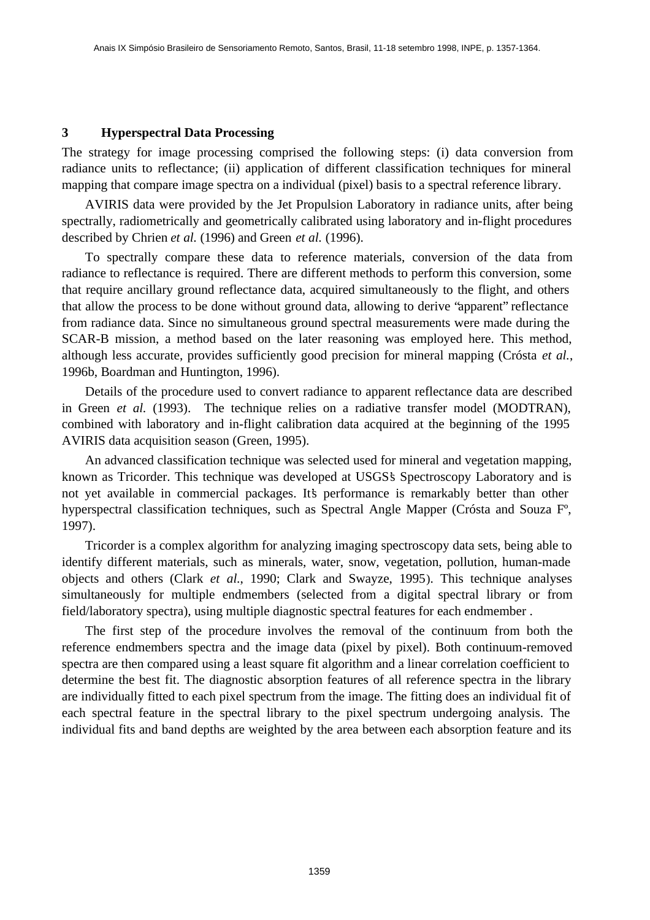## 3 Hyperspectral Data Processing

The strategy for image processing comprised the following steps: (i) data conversion from radiance units to reflectance; (ii) application of different classification techniques for mineral mapping that compare image spectra on a individual (pixel) basis to a spectral reference library.

AVIRIS data were provided by the Jet Propulsion Laboratory in radiance units, after being spectrally, radiometrically and geometrically calibrated using laboratory and in-flight procedures described by Chrien *et al.* (1996) and Green *et al.* (1996).

To spectrally compare these data to reference materials, conversion of the data from radiance to reflectance is required. There are different methods to perform this conversion, some that require ancillary ground reflectance data, acquired simultaneously to the flight, and others that allow the process to be done without ground data, allowing to derive "apparent" reflectance from radiance data. Since no simultaneous ground spectral measurements were made during the SCAR-B mission, a method based on the later reasoning was employed here. This method, although less accurate, provides sufficiently good precision for mineral mapping (Crósta *et al.*, 1996b, Boardman and Huntington, 1996).

Details of the procedure used to convert radiance to apparent reflectance data are described in Green *et al.* (1993). The technique relies on a radiative transfer model (MODTRAN), combined with laboratory and in-flight calibration data acquired at the beginning of the 1995 AVIRIS data acquisition season (Green, 1995).

An advanced classification technique was selected used for mineral and vegetation mapping, known as Tricorder. This technique was developed at USGS's Spectroscopy Laboratory and is not yet available in commercial packages. It's performance is remarkably better than other hyperspectral classification techniques, such as Spectral Angle Mapper (Crósta and Souza Fº, 1997).

Tricorder is a complex algorithm for analyzing imaging spectroscopy data sets, being able to identify different materials, such as minerals, water, snow, vegetation, pollution, human-made objects and others (Clark *et al.*, 1990; Clark and Swayze, 1995). This technique analyses simultaneously for multiple endmembers (selected from a digital spectral library or from field/laboratory spectra), using multiple diagnostic spectral features for each endmember .

The first step of the procedure involves the removal of the continuum from both the reference endmembers spectra and the image data (pixel by pixel). Both continuum-removed spectra are then compared using a least square fit algorithm and a linear correlation coefficient to determine the best fit. The diagnostic absorption features of all reference spectra in the library are individually fitted to each pixel spectrum from the image. The fitting does an individual fit of each spectral feature in the spectral library to the pixel spectrum undergoing analysis. The individual fits and band depths are weighted by the area between each absorption feature and its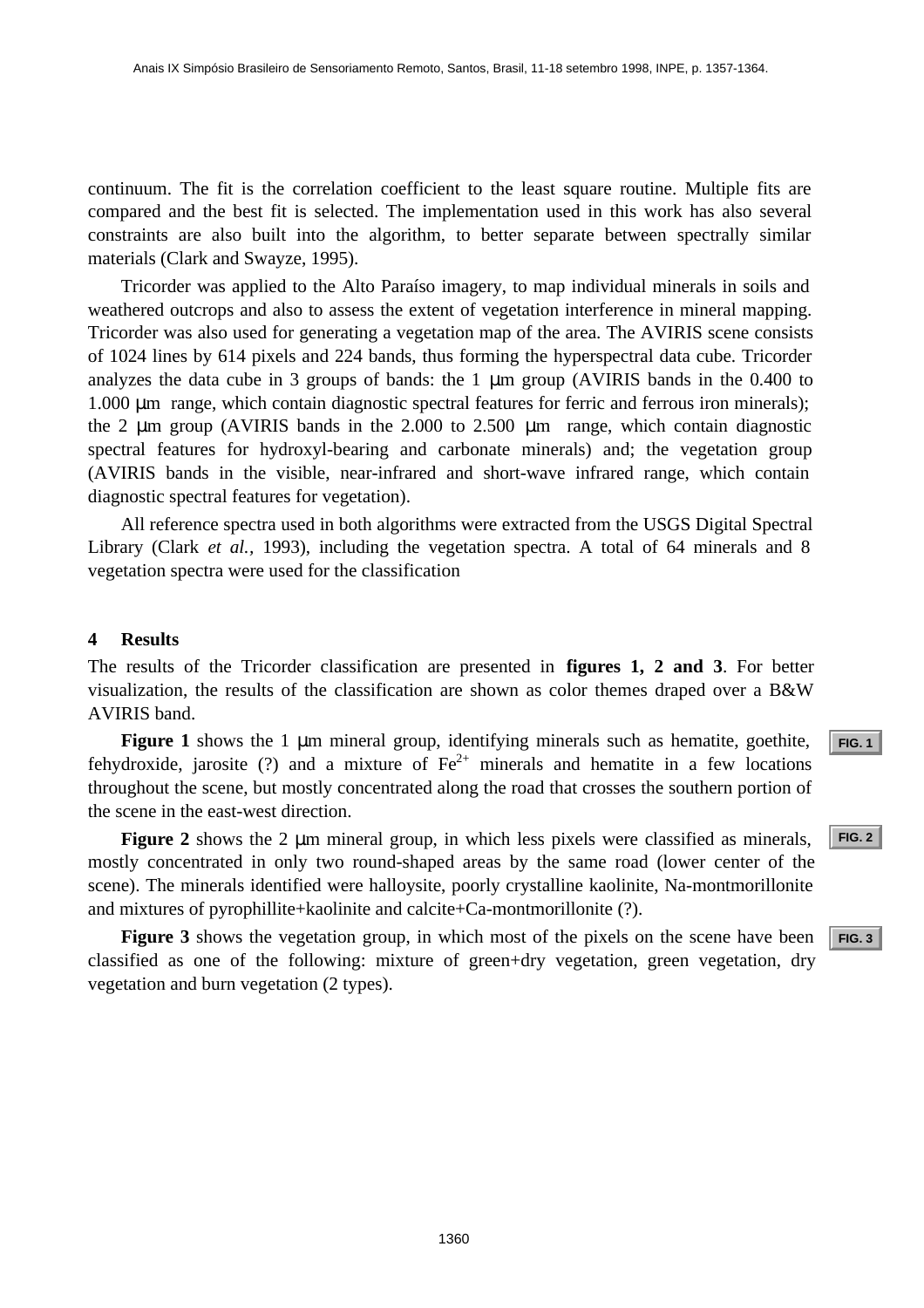continuum. The fit is the correlation coefficient to the least square routine. Multiple fits are compared and the best fit is selected. The implementation used in this work has also several constraints are also built into the algorithm, to better separate between spectrally similar materials (Clark and Swayze, 1995).

Tricorder was applied to the Alto Paraíso imagery, to map individual minerals in soils and weathered outcrops and also to assess the extent of vegetation interference in mineral mapping. Tricorder was also used for generating a vegetation map of the area. The AVIRIS scene consists of 1024 lines by 614 pixels and 224 bands, thus forming the hyperspectral data cube. Tricorder analyzes the data cube in 3 groups of bands: the 1 μm group (AVIRIS bands in the 0.400 to 1.000 μm range, which contain diagnostic spectral features for ferric and ferrous iron minerals); the 2 μm group (AVIRIS bands in the 2.000 to 2.500 μm range, which contain diagnostic spectral features for hydroxyl-bearing and carbonate minerals) and; the vegetation group (AVIRIS bands in the visible, near-infrared and short-wave infrared range, which contain diagnostic spectral features for vegetation).

All reference spectra used in both algorithms were extracted from the USGS Digital Spectral Library (Clark *et al.*, 1993), including the vegetation spectra. A total of 64 minerals and 8 vegetation spectra were used for the classification

## 4 Results

The results of the Tricorder classification are presented in **figures 1, 2 and 3**. For better visualization, the results of the classification are shown as color themes draped over a B&W AVIRIS band.

**Figure 1** shows the 1 μm mineral group, identifying minerals such as hematite, goethite, fehydroxide, jarosite (?) and a mixture of $Fe^{2+}$ minerals and hematite in a few locations throughout the scene, but mostly concentrated along the road that crosses the southern portion of the scene in the east-west direction.

FIG. 1

**Figure 2** shows the 2 μm mineral group, in which less pixels were classified as minerals, mostly concentrated in only two round-shaped areas by the same road (lower center of the scene). The minerals identified were halloysite, poorly crystalline kaolinite, Na-montmorillonite and mixtures of pyrophillite+kaolinite and calcite+Ca-montmorillonite (?).

FIG. 2

**Figure 3** shows the vegetation group, in which most of the pixels on the scene have been classified as one of the following: mixture of green+dry vegetation, green vegetation, dry vegetation and burn vegetation (2 types).

FIG. 3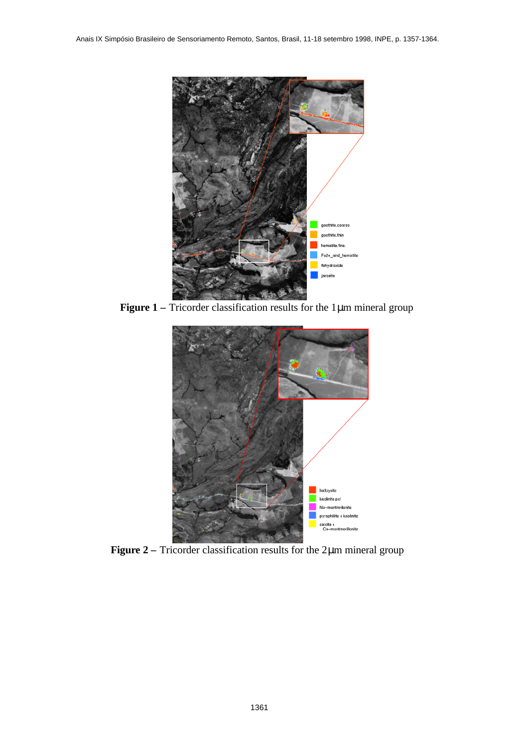**Figure 1 –** Tricorder classification results for the 1μm mineral group

**Figure 2 –** Tricorder classification results for the 2μm mineral group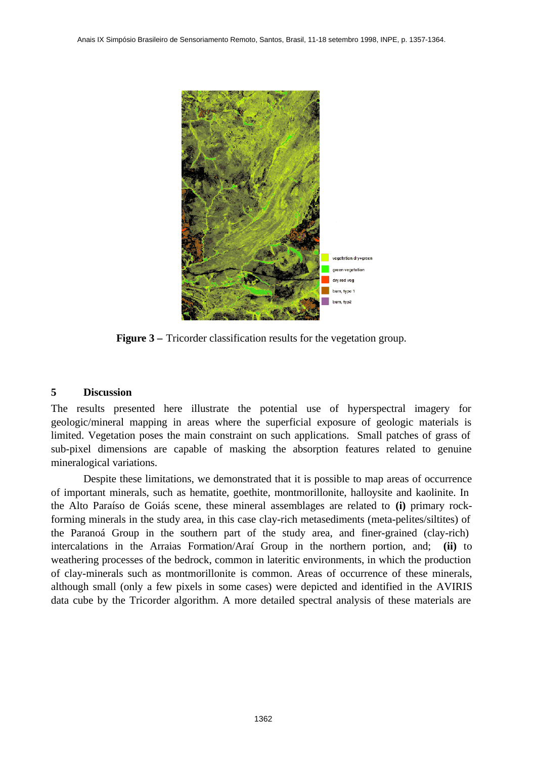vegetation dry+green

green vegetation

dry red veg

burn, type 1

burn, typ2

**Figure 3 –** Tricorder classification results for the vegetation group.

## 5 Discussion

The results presented here illustrate the potential use of hyperspectral imagery for geologic/mineral mapping in areas where the superficial exposure of geologic materials is limited. Vegetation poses the main constraint on such applications. Small patches of grass of sub-pixel dimensions are capable of masking the absorption features related to genuine mineralogical variations.

Despite these limitations, we demonstrated that it is possible to map areas of occurrence of important minerals, such as hematite, goethite, montmorillonite, halloysite and kaolinite. In the Alto Paraíso de Goiás scene, these mineral assemblages are related to **(i)** primary rock-forming minerals in the study area, in this case clay-rich metasediments (meta-pelites/siltites) of the Paranoá Group in the southern part of the study area, and finer-grained (clay-rich) intercalations in the Arraias Formation/Araí Group in the northern portion, and; **(ii)** to weathering processes of the bedrock, common in lateritic environments, in which the production of clay-minerals such as montmorillonite is common. Areas of occurrence of these minerals, although small (only a few pixels in some cases) were depicted and identified in the AVIRIS data cube by the Tricorder algorithm. A more detailed spectral analysis of these materials are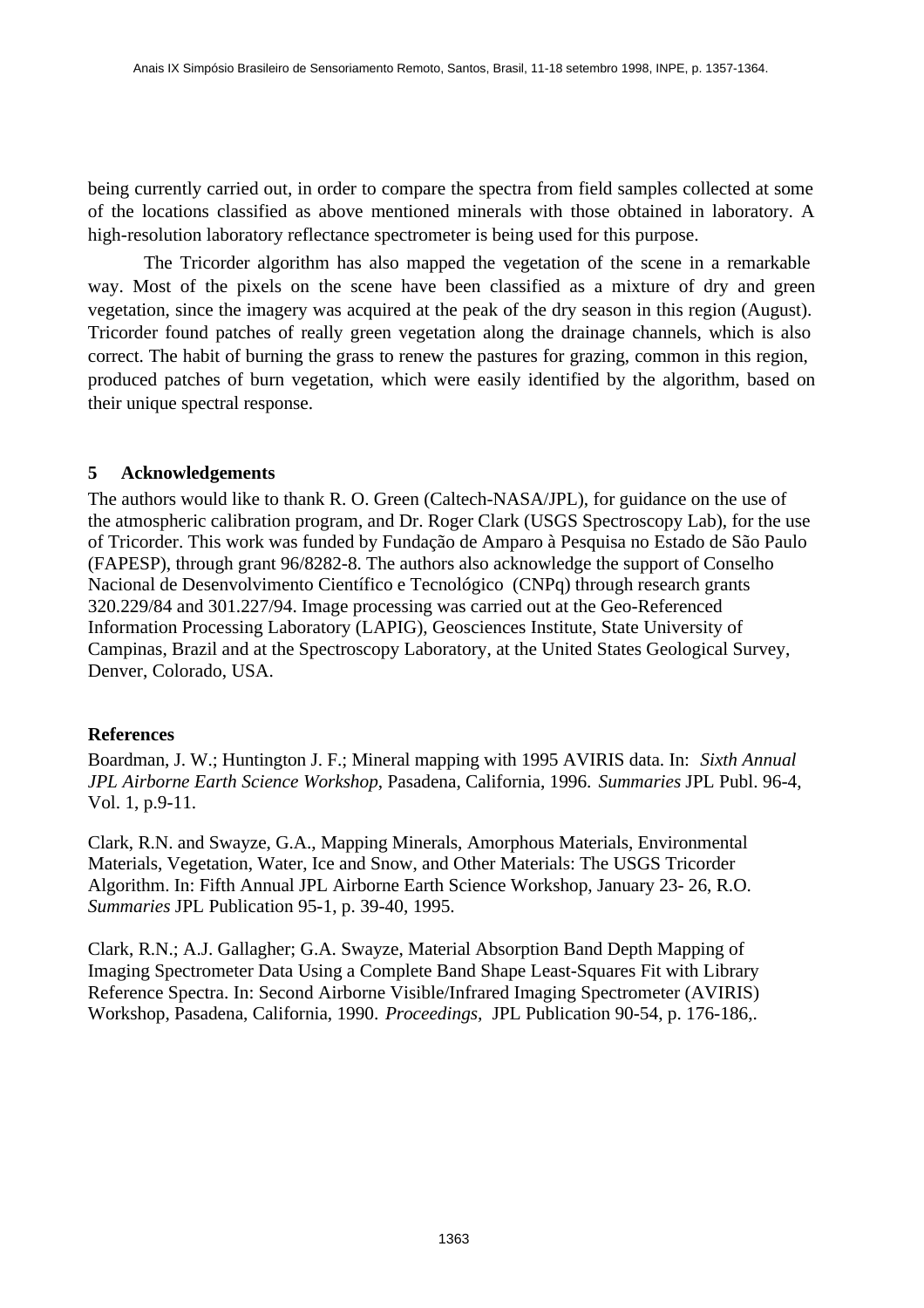being currently carried out, in order to compare the spectra from field samples collected at some of the locations classified as above mentioned minerals with those obtained in laboratory. A high-resolution laboratory reflectance spectrometer is being used for this purpose.

The Tricorder algorithm has also mapped the vegetation of the scene in a remarkable way. Most of the pixels on the scene have been classified as a mixture of dry and green vegetation, since the imagery was acquired at the peak of the dry season in this region (August). Tricorder found patches of really green vegetation along the drainage channels, which is also correct. The habit of burning the grass to renew the pastures for grazing, common in this region, produced patches of burn vegetation, which were easily identified by the algorithm, based on their unique spectral response.

## 5 Acknowledgements

The authors would like to thank R. O. Green (Caltech-NASA/JPL), for guidance on the use of the atmospheric calibration program, and Dr. Roger Clark (USGS Spectroscopy Lab), for the use of Tricorder. This work was funded by Fundação de Amparo à Pesquisa no Estado de São Paulo (FAPESP), through grant 96/8282-8. The authors also acknowledge the support of Conselho Nacional de Desenvolvimento Científico e Tecnológico (CNPq) through research grants 320.229/84 and 301.227/94. Image processing was carried out at the Geo-Referenced Information Processing Laboratory (LAPIG), Geosciences Institute, State University of Campinas, Brazil and at the Spectroscopy Laboratory, at the United States Geological Survey, Denver, Colorado, USA.

## References

Boardman, J. W.; Huntington J. F.; Mineral mapping with 1995 AVIRIS data. In: *Sixth Annual JPL Airborne Earth Science Workshop*, Pasadena, California, 1996. *Summaries* JPL Publ. 96-4, Vol. 1, p.9-11.

Clark, R.N. and Swayze, G.A., Mapping Minerals, Amorphous Materials, Environmental Materials, Vegetation, Water, Ice and Snow, and Other Materials: The USGS Tricorder Algorithm. In: Fifth Annual JPL Airborne Earth Science Workshop, January 23- 26, R.O. *Summaries* JPL Publication 95-1, p. 39-40, 1995.

Clark, R.N.; A.J. Gallagher; G.A. Swayze, Material Absorption Band Depth Mapping of Imaging Spectrometer Data Using a Complete Band Shape Least-Squares Fit with Library Reference Spectra. In: Second Airborne Visible/Infrared Imaging Spectrometer (AVIRIS) Workshop, Pasadena, California, 1990. *Proceedings*, JPL Publication 90-54, p. 176-186,.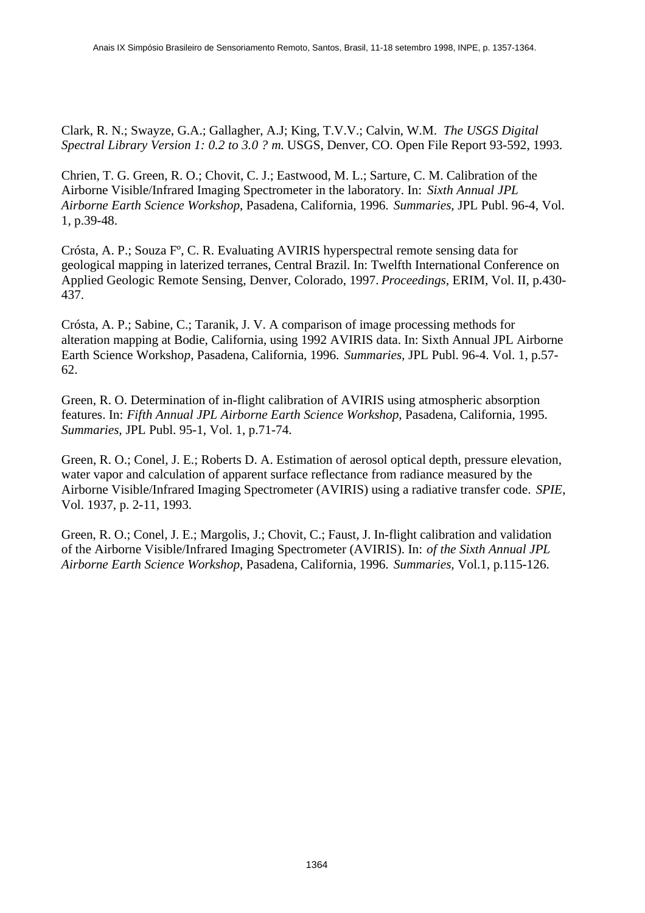Clark, R. N.; Swayze, G.A.; Gallagher, A.J; King, T.V.V.; Calvin, W.M. *The USGS Digital Spectral Library Version 1: 0.2 to 3.0 ? m*. USGS, Denver, CO. Open File Report 93-592, 1993.

Chrien, T. G. Green, R. O.; Chovit, C. J.; Eastwood, M. L.; Sarture, C. M. Calibration of the Airborne Visible/Infrared Imaging Spectrometer in the laboratory. In: *Sixth Annual JPL Airborne Earth Science Workshop*, Pasadena, California, 1996. *Summaries,* JPL Publ. 96-4, Vol. 1, p.39-48.

Crósta, A. P.; Souza Fº, C. R. Evaluating AVIRIS hyperspectral remote sensing data for geological mapping in laterized terranes, Central Brazil. In: Twelfth International Conference on Applied Geologic Remote Sensing, Denver, Colorado, 1997. *Proceedings,* ERIM, Vol. II, p.430-437.

Crósta, A. P.; Sabine, C.; Taranik, J. V. A comparison of image processing methods for alteration mapping at Bodie, California, using 1992 AVIRIS data. In: Sixth Annual JPL Airborne Earth Science Worksho*p*, Pasadena, California, 1996. *Summaries,* JPL Publ. 96-4. Vol. 1, p.57-62.

Green, R. O. Determination of in-flight calibration of AVIRIS using atmospheric absorption features. In: *Fifth Annual JPL Airborne Earth Science Workshop,* Pasadena, California, 1995. *Summaries,* JPL Publ. 95-1, Vol. 1, p.71-74.

Green, R. O.; Conel, J. E.; Roberts D. A. Estimation of aerosol optical depth, pressure elevation, water vapor and calculation of apparent surface reflectance from radiance measured by the Airborne Visible/Infrared Imaging Spectrometer (AVIRIS) using a radiative transfer code. *SPIE,* Vol. 1937, p. 2-11, 1993.

Green, R. O.; Conel, J. E.; Margolis, J.; Chovit, C.; Faust, J. In-flight calibration and validation of the Airborne Visible/Infrared Imaging Spectrometer (AVIRIS). In: *of the Sixth Annual JPL Airborne Earth Science Workshop*, Pasadena, California, 1996. *Summaries,* Vol.1, p.115-126.